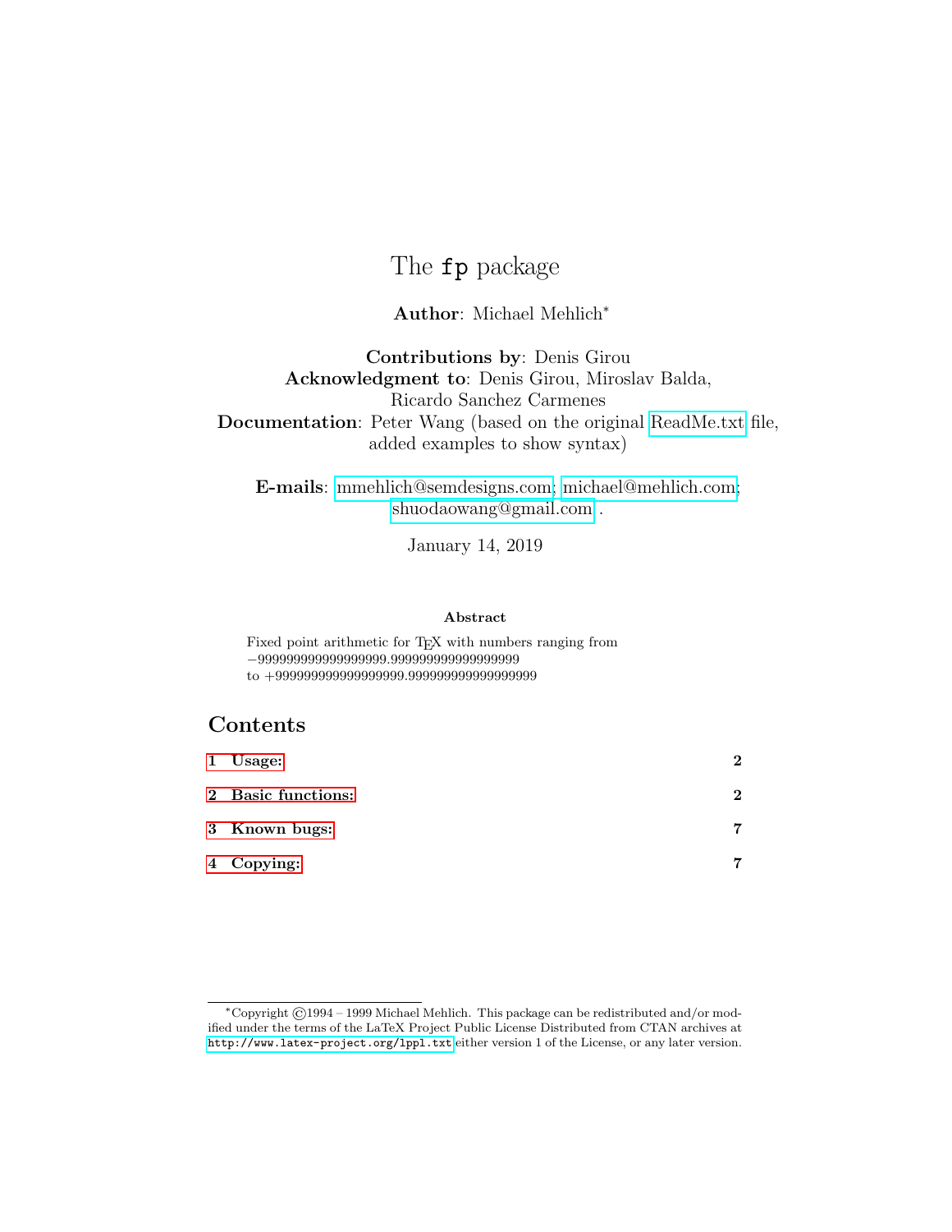# The fp package

**Author**: Michael Mehlich*

**Contributions by**: Denis Girou
**Acknowledgment to**: Denis Girou, Miroslav Balda,
Ricardo Sanchez Carmenes
**Documentation**: Peter Wang (based on the original ReadMe.txt file,
added examples to show syntax)

**E-mails**: mmehlich@semdesigns.com; michael@mehlich.com;
shuodaowang@gmail.com .

January 14, 2019

### Abstract

Fixed point arithmetic for TEX with numbers ranging from
−999999999999999999.999999999999999999
to +999999999999999999.999999999999999999

## Contents

| | |
|---|---|
| **1 Usage:** | **2** |
| **2 Basic functions:** | **2** |
| **3 Known bugs:** | **7** |
| **4 Copying:** | **7** |

*Copyright ©1994 – 1999 Michael Mehlich. This package can be redistributed and/or modified under the terms of the LaTeX Project Public License Distributed from CTAN archives at `http://www.latex-project.org/lppl.txt` either version 1 of the License, or any later version.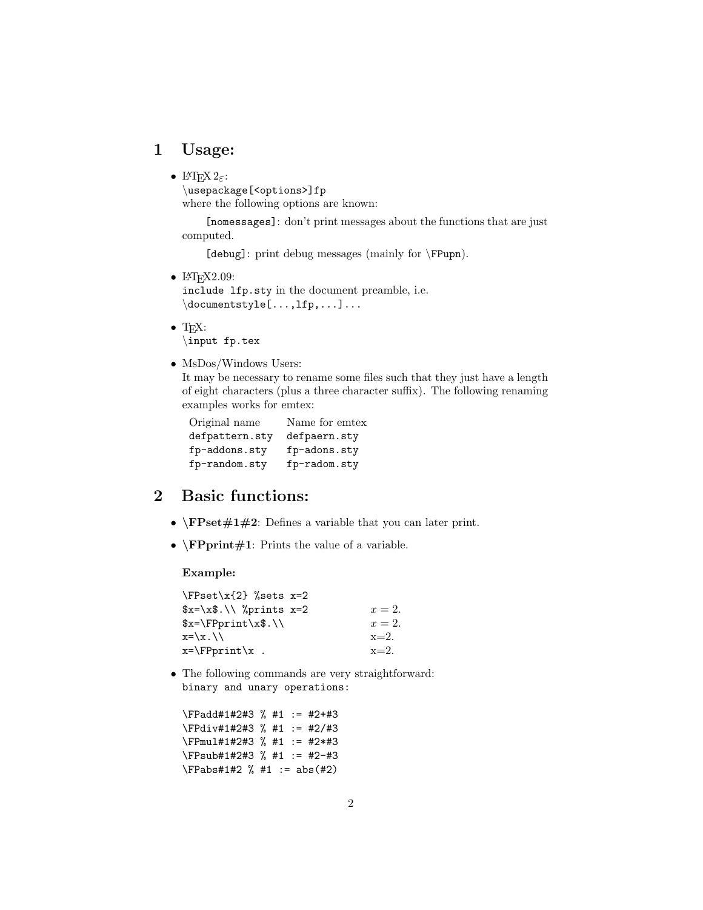# 1 Usage:

- LaTeX $2_\varepsilon$:
  `\usepackage[<options>]fp`
  where the following options are known:

  `[nomessages]`: don't print messages about the functions that are just computed.

  `[debug]`: print debug messages (mainly for `\FPupn`).

- LaTeX2.09:
  `include lfp.sty` in the document preamble, i.e.
  `\documentstyle[...,lfp,...]...`

- TeX:
  `\input fp.tex`

- MsDos/Windows Users:
  It may be necessary to rename some files such that they just have a length of eight characters (plus a three character suffix). The following renaming examples works for emtex:

  | Original name | Name for emtex |
  |---|---|
  | `defpattern.sty` | `defpaern.sty` |
  | `fp-addons.sty` | `fp-adons.sty` |
  | `fp-random.sty` | `fp-radom.sty` |

# 2 Basic functions:

- **\FPset#1#2**: Defines a variable that you can later print.

- **\FPprint#1**: Prints the value of a variable.

  **Example:**

  | | |
  |---|---|
  | `\FPset\x{2} %sets x=2` | |
  | `$x=\x$.\\ %prints x=2` | $x = 2$. |
  | `$x=\FPprint\x$.\\` | $x = 2$. |
  | `x=\x.\\` | x=2. |
  | `x=\FPprint\x .` | x=2. |

- The following commands are very straightforward:
  `binary and unary operations:`

  ```
  \FPadd#1#2#3 % #1 := #2+#3
  \FPdiv#1#2#3 % #1 := #2/#3
  \FPmul#1#2#3 % #1 := #2*#3
  \FPsub#1#2#3 % #1 := #2-#3
  \FPabs#1#2 % #1 := abs(#2)
  ```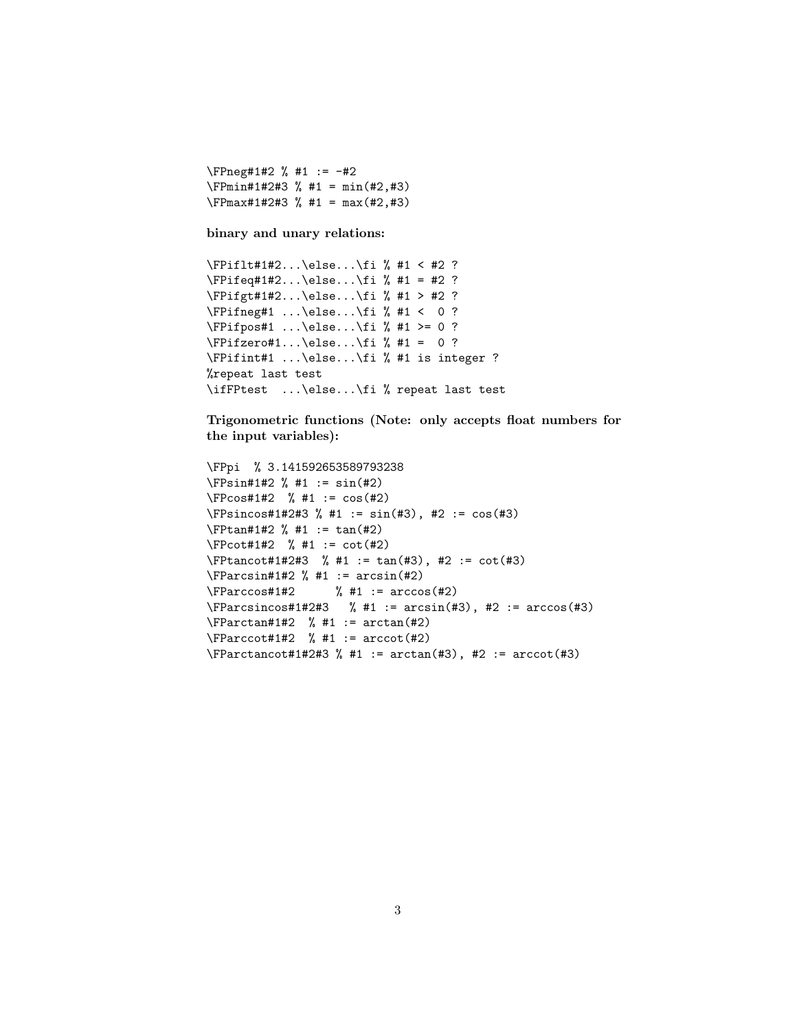```
\FPneg#1#2 % #1 := -#2
\FPmin#1#2#3 % #1 = min(#2,#3)
\FPmax#1#2#3 % #1 = max(#2,#3)
```

**binary and unary relations:**

```
\FPiflt#1#2...\else...\fi % #1 < #2 ?
\FPifeq#1#2...\else...\fi % #1 = #2 ?
\FPifgt#1#2...\else...\fi % #1 > #2 ?
\FPifneg#1 ...\else...\fi % #1 <  0 ?
\FPifpos#1 ...\else...\fi % #1 >= 0 ?
\FPifzero#1...\else...\fi % #1 =  0 ?
\FPifint#1 ...\else...\fi % #1 is integer ?
%repeat last test
\ifFPtest  ...\else...\fi % repeat last test
```

**Trigonometric functions (Note: only accepts float numbers for the input variables):**

```
\FPpi  % 3.141592653589793238
\FPsin#1#2 % #1 := sin(#2)
\FPcos#1#2  % #1 := cos(#2)
\FPsincos#1#2#3 % #1 := sin(#3), #2 := cos(#3)
\FPtan#1#2 % #1 := tan(#2)
\FPcot#1#2  % #1 := cot(#2)
\FPtancot#1#2#3  % #1 := tan(#3), #2 := cot(#3)
\FParcsin#1#2 % #1 := arcsin(#2)
\FParccos#1#2      % #1 := arccos(#2)
\FParcsincos#1#2#3   % #1 := arcsin(#3), #2 := arccos(#3)
\FParctan#1#2  % #1 := arctan(#2)
\FParccot#1#2  % #1 := arccot(#2)
\FParctancot#1#2#3 % #1 := arctan(#3), #2 := arccot(#3)
```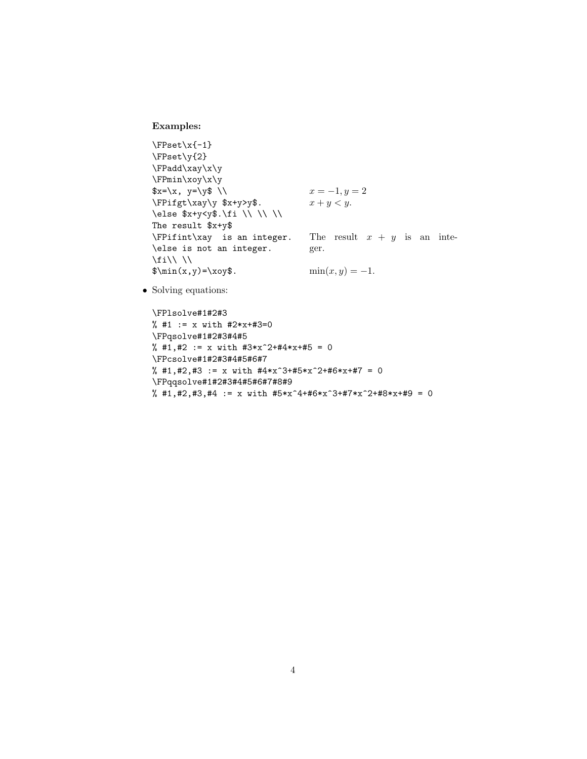**Examples:**

| | |
|---|---|
| `\FPset\x{-1}`<br>`\FPset\y{2}`<br>`\FPadd\xay\x\y`<br>`\FPmin\xoy\x\y`<br>`$x=\x, y=\y$ \\` | $x = -1, y = 2$ |
| `\FPifgt\xay\y $x+y>y$.`<br>`\else $x+y<y$.\fi \\ \\ \\` | $x + y < y$. |
| `The result $x+y$`<br>`\FPifint\xay  is an integer.`<br>`\else is not an integer.`<br>`\fi\\ \\` | The result $x + y$ is an integer. |
| `$\min(x,y)=\xoy$.` | $\min(x, y) = -1$. |

- Solving equations:

```
\FPlsolve#1#2#3
% #1 := x with #2*x+#3=0
\FPqsolve#1#2#3#4#5
% #1,#2 := x with #3*x^2+#4*x+#5 = 0
\FPcsolve#1#2#3#4#5#6#7
% #1,#2,#3 := x with #4*x^3+#5*x^2+#6*x+#7 = 0
\FPqqsolve#1#2#3#4#5#6#7#8#9
% #1,#2,#3,#4 := x with #5*x^4+#6*x^3+#7*x^2+#8*x+#9 = 0
```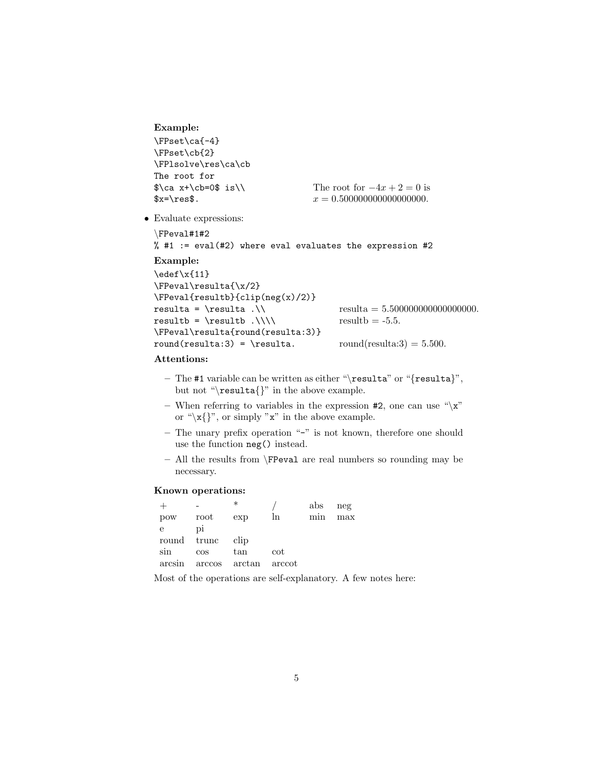**Example:**

```
\FPset\ca{-4}
\FPset\cb{2}
\FPlsolve\res\ca\cb
The root for
$\ca x+\cb=0$ is\\
$x=\res$.
```

The root for $-4x + 2 = 0$ is
$x = 0.500000000000000000$.

- Evaluate expressions:

```
\FPeval#1#2
% #1 := eval(#2) where eval evaluates the expression #2
```

**Example:**

```
\edef\x{11}
\FPeval\resulta{\x/2}
\FPeval{resultb}{clip(neg(x)/2)}
resulta = \resulta .\\
resultb = \resultb .\\\\
\FPeval\resulta{round(resulta:3)}
round(resulta:3) = \resulta.
```

resulta = 5.500000000000000000.
resultb = -5.5.

round(resulta:3) = 5.500.

**Attentions:**

- The `#1` variable can be written as either "`\resulta`" or "`{resulta}`", but not "`\resulta{}`" in the above example.
- When referring to variables in the expression `#2`, one can use "`\x`" or "`\x{}`", or simply "`x`" in the above example.
- The unary prefix operation "`-`" is not known, therefore one should use the function `neg()` instead.
- All the results from `\FPeval` are real numbers so rounding may be necessary.

**Known operations:**

| | | | | | |
|---|---|---|---|---|---|
| + | - | * | / | abs | neg |
| pow | root | exp | ln | min | max |
| e | pi | | | | |
| round | trunc | clip | | | |
| sin | cos | tan | cot | | |
| arcsin | arccos | arctan | arccot | | |

Most of the operations are self-explanatory. A few notes here: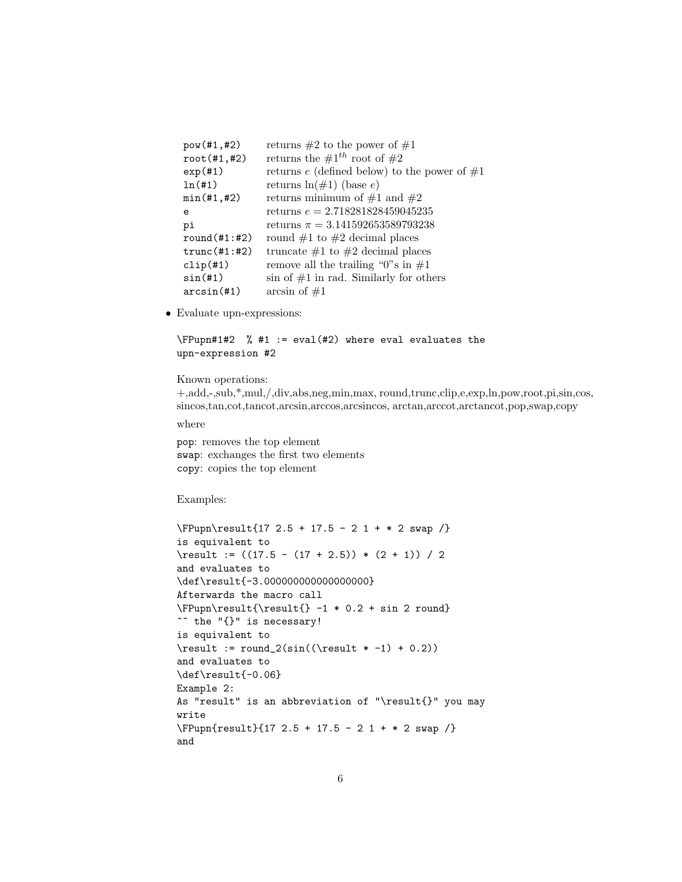| | |
|---|---|
| `pow(#1,#2)` | returns #2 to the power of #1 |
| `root(#1,#2)` | returns the $\#1^{th}$ root of #2 |
| `exp(#1)` | returns $e$ (defined below) to the power of #1 |
| `ln(#1)` | returns $\ln(\#1)$ (base $e$) |
| `min(#1,#2)` | returns minimum of #1 and #2 |
| `e` | returns $e = 2.718281828459045235$ |
| `pi` | returns $\pi = 3.141592653589793238$ |
| `round(#1:#2)` | round #1 to #2 decimal places |
| `trunc(#1:#2)` | truncate #1 to #2 decimal places |
| `clip(#1)` | remove all the trailing "0"s in #1 |
| `sin(#1)` | sin of #1 in rad. Similarly for others |
| `arcsin(#1)` | arcsin of #1 |

- Evaluate upn-expressions:

```
\FPupn#1#2  % #1 := eval(#2) where eval evaluates the
upn-expression #2
```

Known operations:
+,add,-,sub,*,mul,/,div,abs,neg,min,max, round,trunc,clip,e,exp,ln,pow,root,pi,sin,cos, sincos,tan,cot,tancot,arcsin,arccos,arcsincos, arctan,arccot,arctancot,pop,swap,copy

where

`pop`: removes the top element
`swap`: exchanges the first two elements
`copy`: copies the top element

Examples:

```
\FPupn\result{17 2.5 + 17.5 - 2 1 + * 2 swap /}
is equivalent to
\result := ((17.5 - (17 + 2.5)) * (2 + 1)) / 2
and evaluates to
\def\result{-3.000000000000000000}
Afterwards the macro call
\FPupn\result{\result{} -1 * 0.2 + sin 2 round}
^^ the "{}" is necessary!
is equivalent to
\result := round_2(sin((\result * -1) + 0.2))
and evaluates to
\def\result{-0.06}
Example 2:
As "result" is an abbreviation of "\result{}" you may
write
\FPupn{result}{17 2.5 + 17.5 - 2 1 + * 2 swap /}
and
```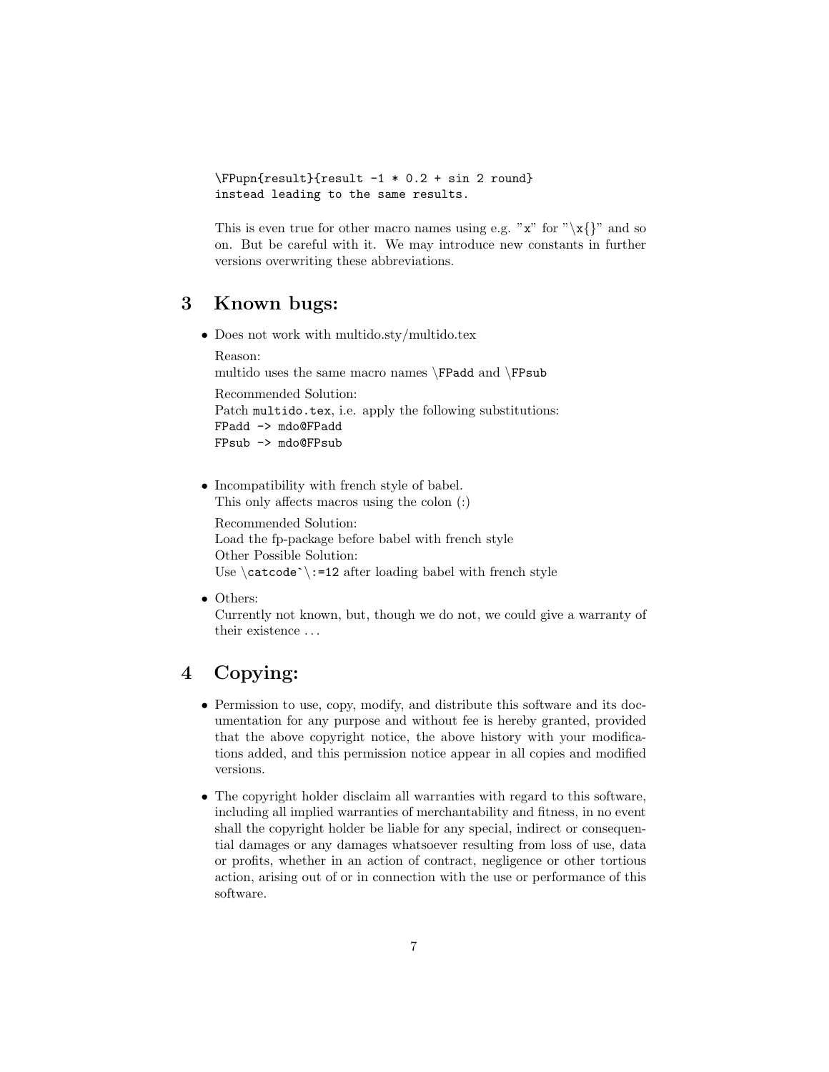```
\FPupn{result}{result -1 * 0.2 + sin 2 round}
instead leading to the same results.
```

This is even true for other macro names using e.g. "x" for "\x{}" and so on. But be careful with it. We may introduce new constants in further versions overwriting these abbreviations.

## 3 Known bugs:

- Does not work with multido.sty/multido.tex

  Reason:
  multido uses the same macro names `\FPadd` and `\FPsub`

  Recommended Solution:
  Patch `multido.tex`, i.e. apply the following substitutions:
  `FPadd -> mdo@FPadd`
  `FPsub -> mdo@FPsub`

- Incompatibility with french style of babel.
  This only affects macros using the colon (:)

  Recommended Solution:
  Load the fp-package before babel with french style
  Other Possible Solution:
  Use `\catcode`\:=12 after loading babel with french style

- Others:
  Currently not known, but, though we do not, we could give a warranty of their existence . . .

## 4 Copying:

- Permission to use, copy, modify, and distribute this software and its documentation for any purpose and without fee is hereby granted, provided that the above copyright notice, the above history with your modifications added, and this permission notice appear in all copies and modified versions.

- The copyright holder disclaim all warranties with regard to this software, including all implied warranties of merchantability and fitness, in no event shall the copyright holder be liable for any special, indirect or consequential damages or any damages whatsoever resulting from loss of use, data or profits, whether in an action of contract, negligence or other tortious action, arising out of or in connection with the use or performance of this software.